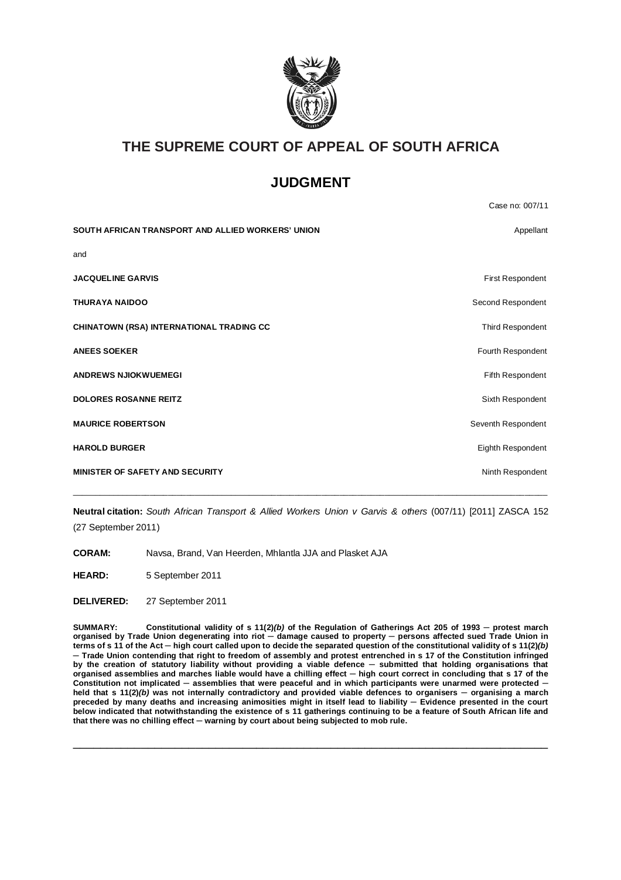# THE SUPREME COURT OF APPEAL OF SOUTH AFRICA

## JUDGMENT

Case no: 007/11

| | |
|---|---|
| **SOUTH AFRICAN TRANSPORT AND ALLIED WORKERS' UNION** | Appellant |
| and | |
| **JACQUELINE GARVIS** | First Respondent |
| **THURAYA NAIDOO** | Second Respondent |
| **CHINATOWN (RSA) INTERNATIONAL TRADING CC** | Third Respondent |
| **ANEES SOEKER** | Fourth Respondent |
| **ANDREWS NJIOKWUEMEGI** | Fifth Respondent |
| **DOLORES ROSANNE REITZ** | Sixth Respondent |
| **MAURICE ROBERTSON** | Seventh Respondent |
| **HAROLD BURGER** | Eighth Respondent |
| **MINISTER OF SAFETY AND SECURITY** | Ninth Respondent |

---

**Neutral citation:** *South African Transport & Allied Workers Union v Garvis & others* (007/11) [2011] ZASCA 152 (27 September 2011)

**CORAM:** Navsa, Brand, Van Heerden, Mhlantla JJA and Plasket AJA

**HEARD:** 5 September 2011

**DELIVERED:** 27 September 2011

**SUMMARY: Constitutional validity of s 11(2)*(b)* of the Regulation of Gatherings Act 205 of 1993 ─ protest march organised by Trade Union degenerating into riot ─ damage caused to property ─ persons affected sued Trade Union in terms of s 11 of the Act ─ high court called upon to decide the separated question of the constitutional validity of s 11(2)*(b)* ─ Trade Union contending that right to freedom of assembly and protest entrenched in s 17 of the Constitution infringed by the creation of statutory liability without providing a viable defence ─ submitted that holding organisations that organised assemblies and marches liable would have a chilling effect ─ high court correct in concluding that s 17 of the Constitution not implicated ─ assemblies that were peaceful and in which participants were unarmed were protected ─ held that s 11(2)*(b)* was not internally contradictory and provided viable defences to organisers ─ organising a march preceded by many deaths and increasing animosities might in itself lead to liability ─ Evidence presented in the court below indicated that notwithstanding the existence of s 11 gatherings continuing to be a feature of South African life and that there was no chilling effect ─ warning by court about being subjected to mob rule.**

---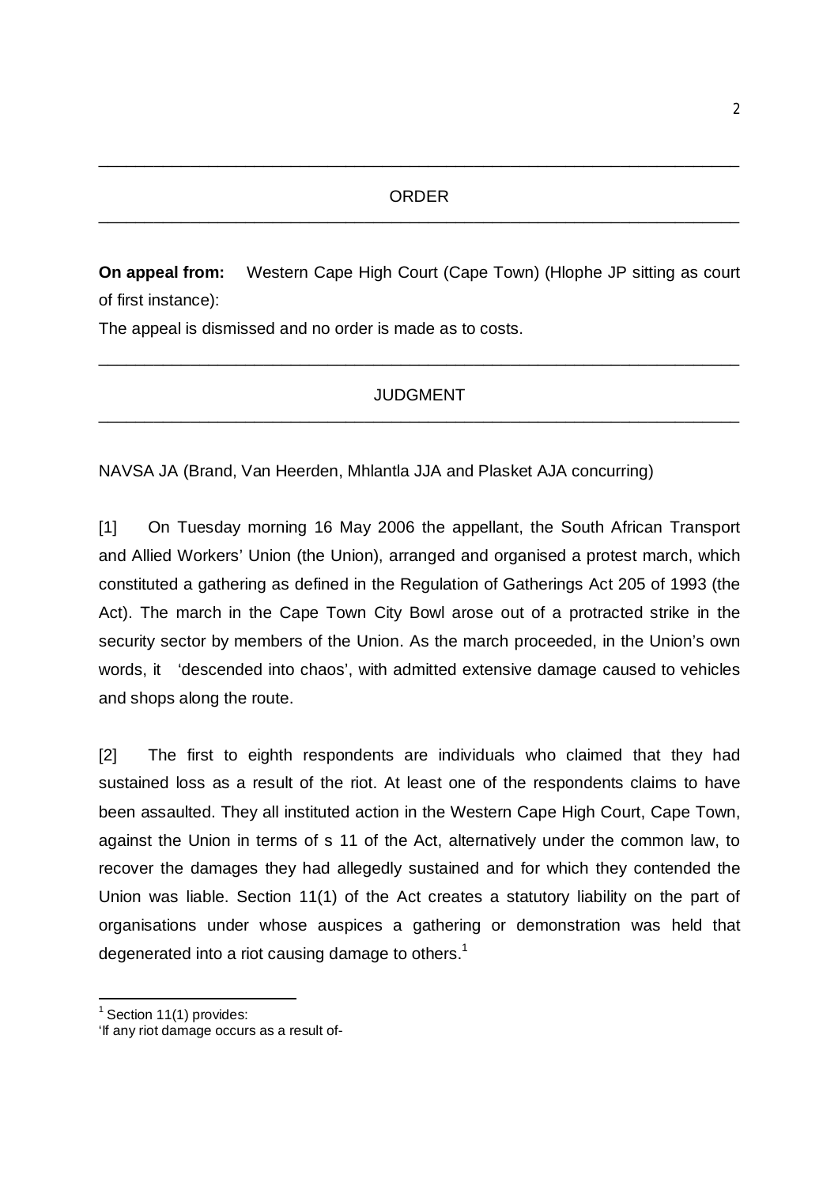---

ORDER

---

**On appeal from:** Western Cape High Court (Cape Town) (Hlophe JP sitting as court of first instance):

The appeal is dismissed and no order is made as to costs.

---

JUDGMENT

---

NAVSA JA (Brand, Van Heerden, Mhlantla JJA and Plasket AJA concurring)

[1] On Tuesday morning 16 May 2006 the appellant, the South African Transport and Allied Workers' Union (the Union), arranged and organised a protest march, which constituted a gathering as defined in the Regulation of Gatherings Act 205 of 1993 (the Act). The march in the Cape Town City Bowl arose out of a protracted strike in the security sector by members of the Union. As the march proceeded, in the Union's own words, it 'descended into chaos', with admitted extensive damage caused to vehicles and shops along the route.

[2] The first to eighth respondents are individuals who claimed that they had sustained loss as a result of the riot. At least one of the respondents claims to have been assaulted. They all instituted action in the Western Cape High Court, Cape Town, against the Union in terms of s 11 of the Act, alternatively under the common law, to recover the damages they had allegedly sustained and for which they contended the Union was liable. Section 11(1) of the Act creates a statutory liability on the part of organisations under whose auspices a gathering or demonstration was held that degenerated into a riot causing damage to others.[1]

---

[1] Section 11(1) provides:
'If any riot damage occurs as a result of-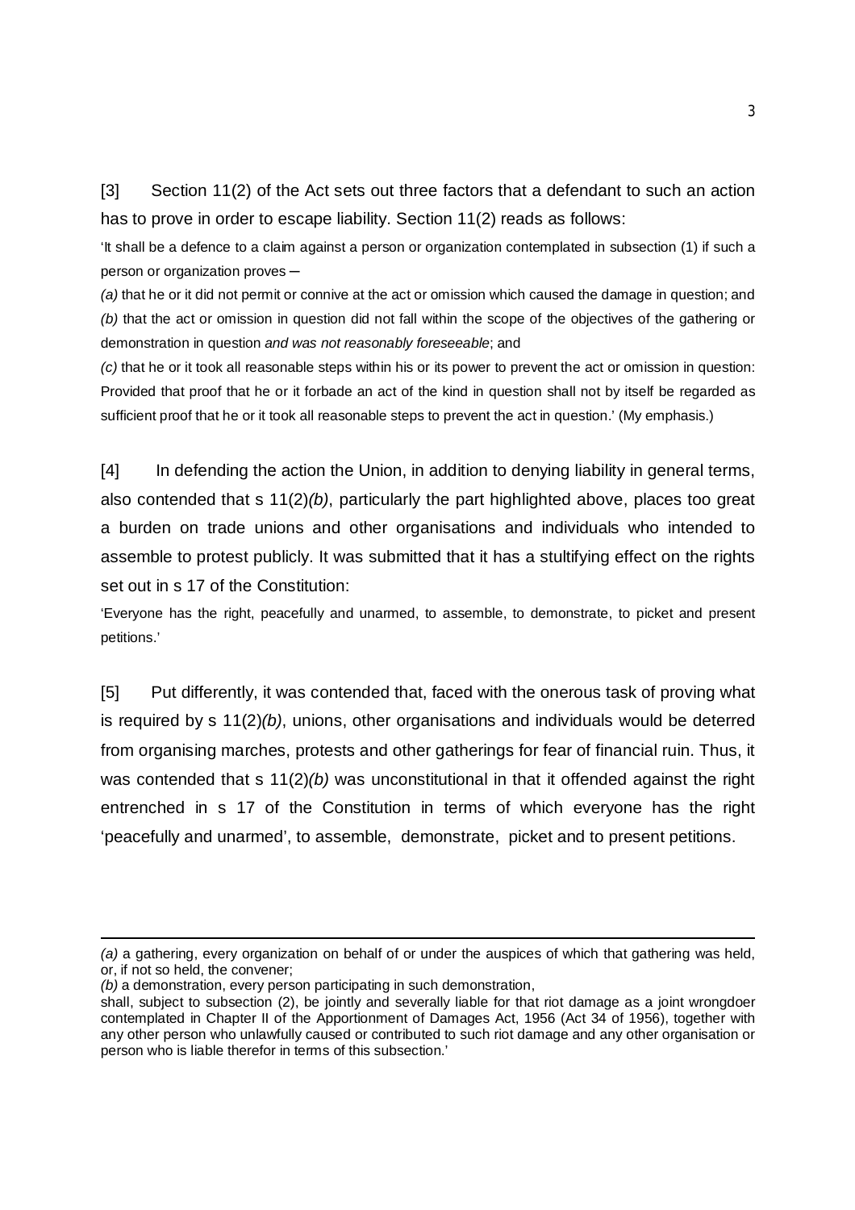[3] Section 11(2) of the Act sets out three factors that a defendant to such an action has to prove in order to escape liability. Section 11(2) reads as follows:

'It shall be a defence to a claim against a person or organization contemplated in subsection (1) if such a person or organization proves ─

*(a)* that he or it did not permit or connive at the act or omission which caused the damage in question; and

*(b)* that the act or omission in question did not fall within the scope of the objectives of the gathering or demonstration in question *and was not reasonably foreseeable*; and

*(c)* that he or it took all reasonable steps within his or its power to prevent the act or omission in question: Provided that proof that he or it forbade an act of the kind in question shall not by itself be regarded as sufficient proof that he or it took all reasonable steps to prevent the act in question.' (My emphasis.)

[4] In defending the action the Union, in addition to denying liability in general terms, also contended that s 11(2)*(b)*, particularly the part highlighted above, places too great a burden on trade unions and other organisations and individuals who intended to assemble to protest publicly. It was submitted that it has a stultifying effect on the rights set out in s 17 of the Constitution:

'Everyone has the right, peacefully and unarmed, to assemble, to demonstrate, to picket and present petitions.'

[5] Put differently, it was contended that, faced with the onerous task of proving what is required by s 11(2)*(b)*, unions, other organisations and individuals would be deterred from organising marches, protests and other gatherings for fear of financial ruin. Thus, it was contended that s 11(2)*(b)* was unconstitutional in that it offended against the right entrenched in s 17 of the Constitution in terms of which everyone has the right 'peacefully and unarmed', to assemble, demonstrate, picket and to present petitions.

---

*(a)* a gathering, every organization on behalf of or under the auspices of which that gathering was held, or, if not so held, the convener;

*(b)* a demonstration, every person participating in such demonstration,

shall, subject to subsection (2), be jointly and severally liable for that riot damage as a joint wrongdoer contemplated in Chapter II of the Apportionment of Damages Act, 1956 (Act 34 of 1956), together with any other person who unlawfully caused or contributed to such riot damage and any other organisation or person who is liable therefor in terms of this subsection.'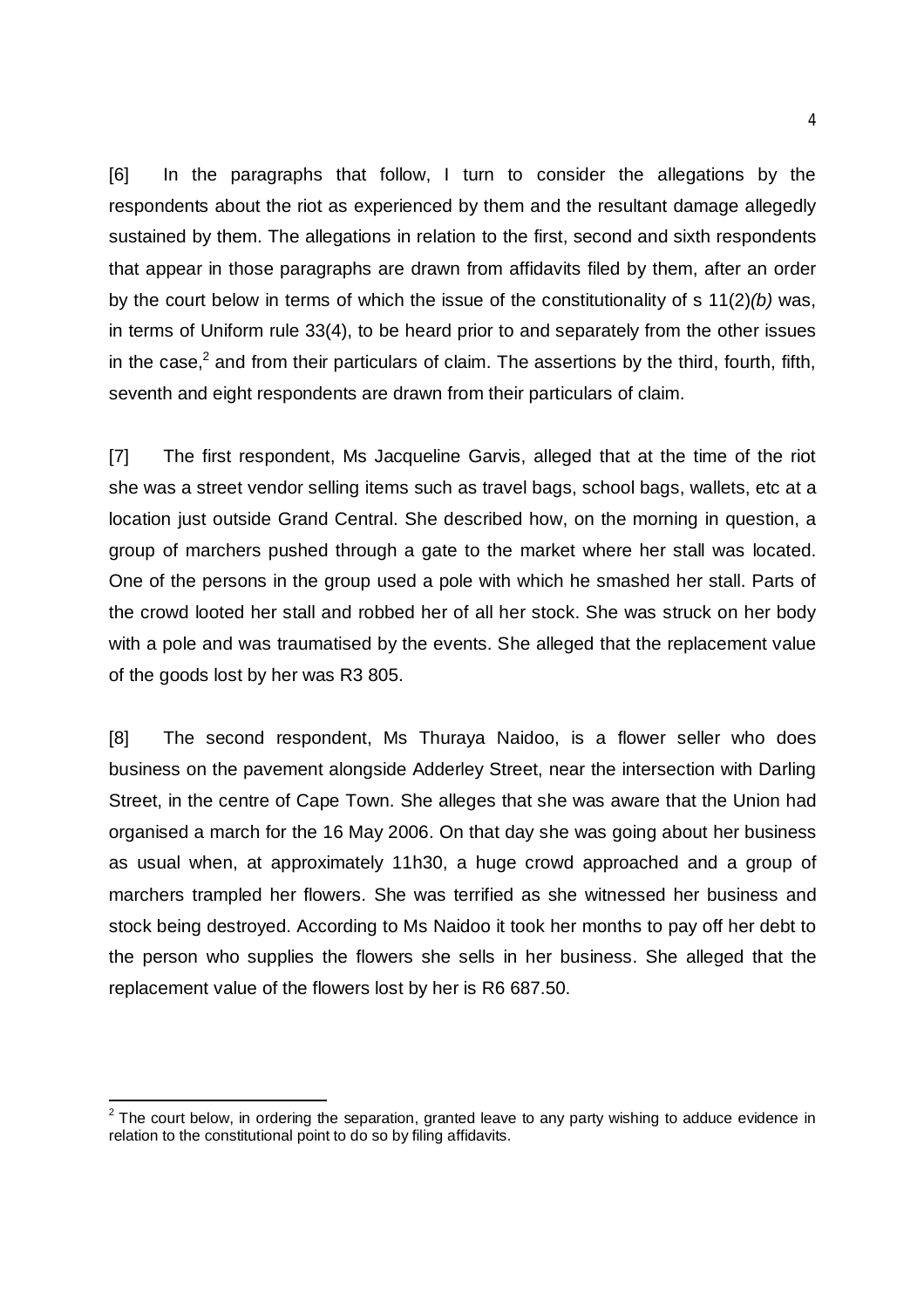[6] In the paragraphs that follow, I turn to consider the allegations by the respondents about the riot as experienced by them and the resultant damage allegedly sustained by them. The allegations in relation to the first, second and sixth respondents that appear in those paragraphs are drawn from affidavits filed by them, after an order by the court below in terms of which the issue of the constitutionality of s 11(2)*(b)* was, in terms of Uniform rule 33(4), to be heard prior to and separately from the other issues in the case,[2] and from their particulars of claim. The assertions by the third, fourth, fifth, seventh and eight respondents are drawn from their particulars of claim.

[7] The first respondent, Ms Jacqueline Garvis, alleged that at the time of the riot she was a street vendor selling items such as travel bags, school bags, wallets, etc at a location just outside Grand Central. She described how, on the morning in question, a group of marchers pushed through a gate to the market where her stall was located. One of the persons in the group used a pole with which he smashed her stall. Parts of the crowd looted her stall and robbed her of all her stock. She was struck on her body with a pole and was traumatised by the events. She alleged that the replacement value of the goods lost by her was R3 805.

[8] The second respondent, Ms Thuraya Naidoo, is a flower seller who does business on the pavement alongside Adderley Street, near the intersection with Darling Street, in the centre of Cape Town. She alleges that she was aware that the Union had organised a march for the 16 May 2006. On that day she was going about her business as usual when, at approximately 11h30, a huge crowd approached and a group of marchers trampled her flowers. She was terrified as she witnessed her business and stock being destroyed. According to Ms Naidoo it took her months to pay off her debt to the person who supplies the flowers she sells in her business. She alleged that the replacement value of the flowers lost by her is R6 687.50.

---

[2] The court below, in ordering the separation, granted leave to any party wishing to adduce evidence in relation to the constitutional point to do so by filing affidavits.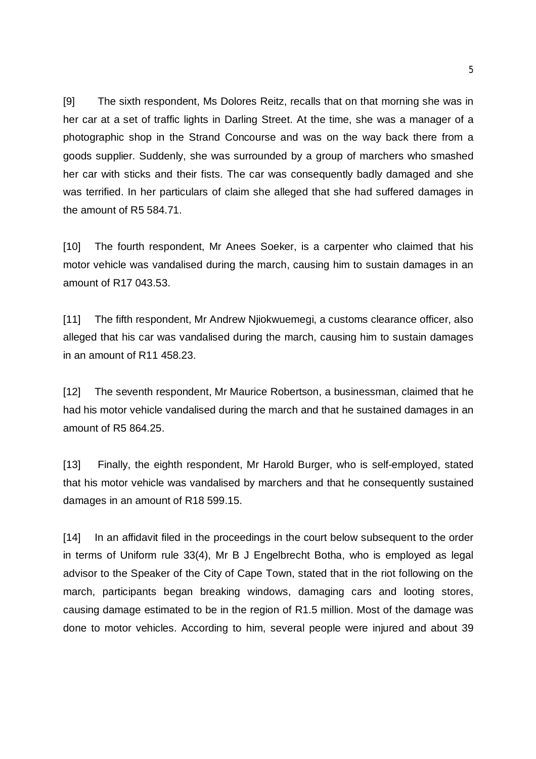[9] The sixth respondent, Ms Dolores Reitz, recalls that on that morning she was in her car at a set of traffic lights in Darling Street. At the time, she was a manager of a photographic shop in the Strand Concourse and was on the way back there from a goods supplier. Suddenly, she was surrounded by a group of marchers who smashed her car with sticks and their fists. The car was consequently badly damaged and she was terrified. In her particulars of claim she alleged that she had suffered damages in the amount of R5 584.71.

[10] The fourth respondent, Mr Anees Soeker, is a carpenter who claimed that his motor vehicle was vandalised during the march, causing him to sustain damages in an amount of R17 043.53.

[11] The fifth respondent, Mr Andrew Njiokwuemegi, a customs clearance officer, also alleged that his car was vandalised during the march, causing him to sustain damages in an amount of R11 458.23.

[12] The seventh respondent, Mr Maurice Robertson, a businessman, claimed that he had his motor vehicle vandalised during the march and that he sustained damages in an amount of R5 864.25.

[13] Finally, the eighth respondent, Mr Harold Burger, who is self-employed, stated that his motor vehicle was vandalised by marchers and that he consequently sustained damages in an amount of R18 599.15.

[14] In an affidavit filed in the proceedings in the court below subsequent to the order in terms of Uniform rule 33(4), Mr B J Engelbrecht Botha, who is employed as legal advisor to the Speaker of the City of Cape Town, stated that in the riot following on the march, participants began breaking windows, damaging cars and looting stores, causing damage estimated to be in the region of R1.5 million. Most of the damage was done to motor vehicles. According to him, several people were injured and about 39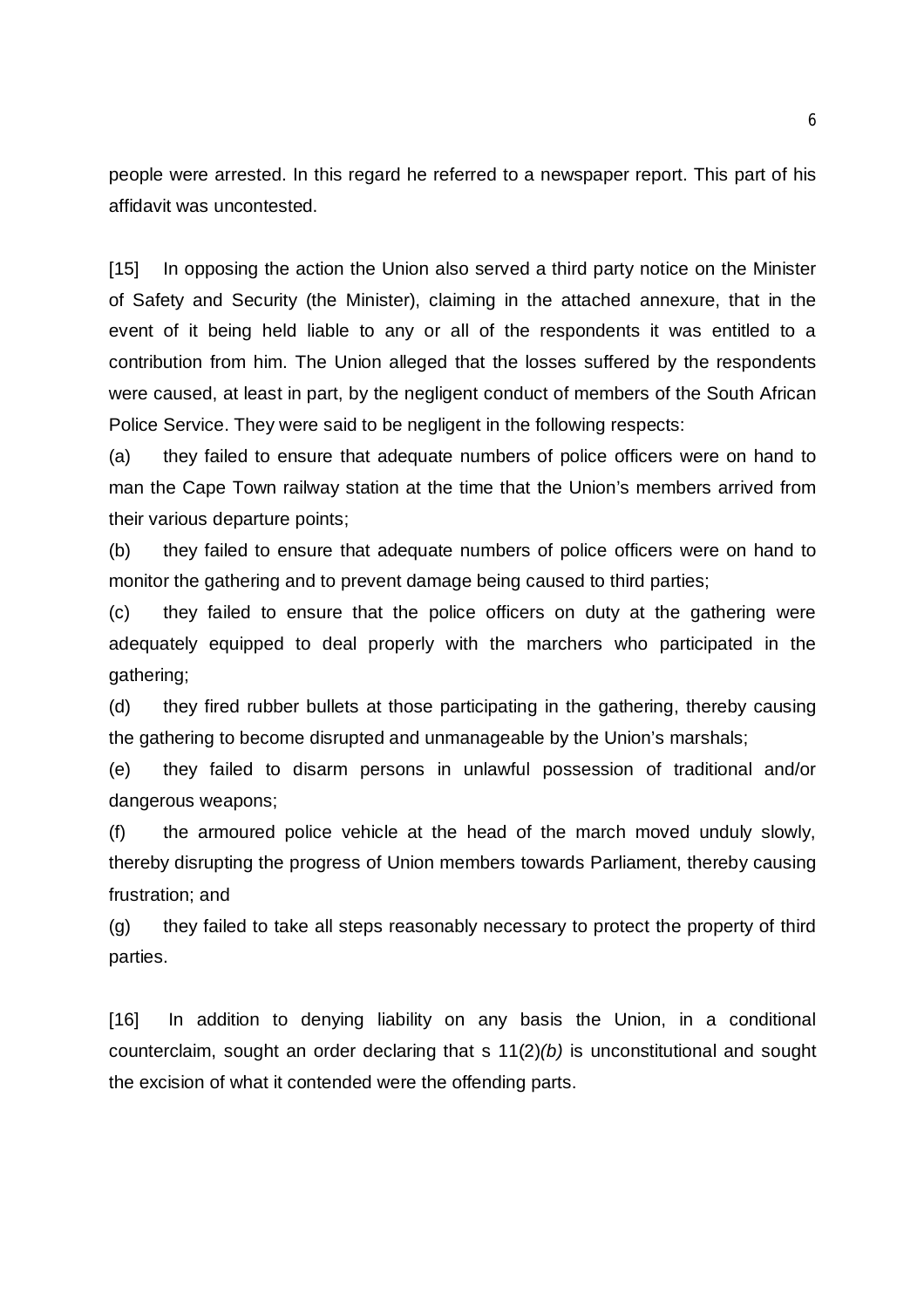people were arrested. In this regard he referred to a newspaper report. This part of his affidavit was uncontested.

[15] In opposing the action the Union also served a third party notice on the Minister of Safety and Security (the Minister), claiming in the attached annexure, that in the event of it being held liable to any or all of the respondents it was entitled to a contribution from him. The Union alleged that the losses suffered by the respondents were caused, at least in part, by the negligent conduct of members of the South African Police Service. They were said to be negligent in the following respects:

(a) they failed to ensure that adequate numbers of police officers were on hand to man the Cape Town railway station at the time that the Union's members arrived from their various departure points;

(b) they failed to ensure that adequate numbers of police officers were on hand to monitor the gathering and to prevent damage being caused to third parties;

(c) they failed to ensure that the police officers on duty at the gathering were adequately equipped to deal properly with the marchers who participated in the gathering;

(d) they fired rubber bullets at those participating in the gathering, thereby causing the gathering to become disrupted and unmanageable by the Union's marshals;

(e) they failed to disarm persons in unlawful possession of traditional and/or dangerous weapons;

(f) the armoured police vehicle at the head of the march moved unduly slowly, thereby disrupting the progress of Union members towards Parliament, thereby causing frustration; and

(g) they failed to take all steps reasonably necessary to protect the property of third parties.

[16] In addition to denying liability on any basis the Union, in a conditional counterclaim, sought an order declaring that s 11(2)*(b)* is unconstitutional and sought the excision of what it contended were the offending parts.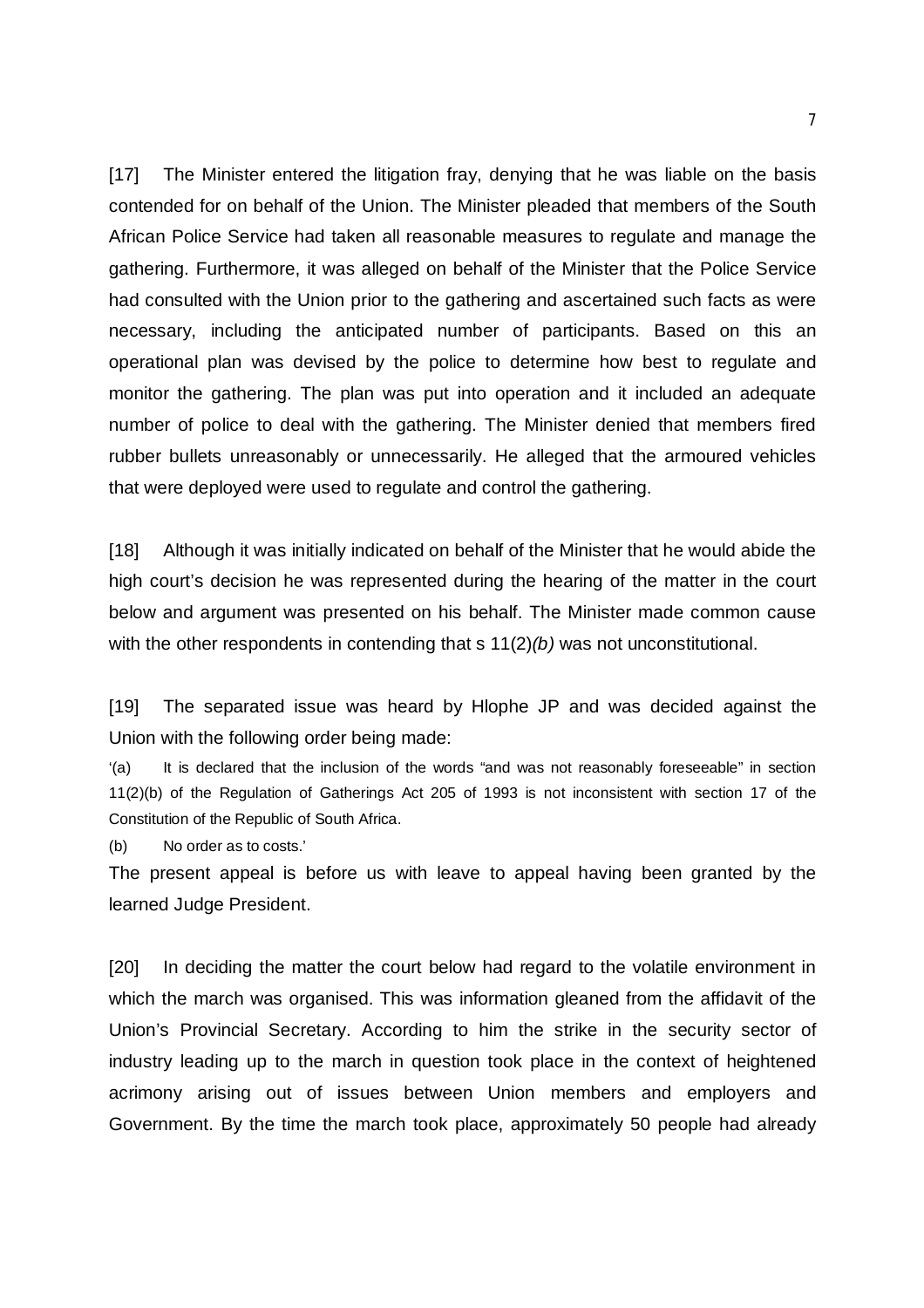[17] The Minister entered the litigation fray, denying that he was liable on the basis contended for on behalf of the Union. The Minister pleaded that members of the South African Police Service had taken all reasonable measures to regulate and manage the gathering. Furthermore, it was alleged on behalf of the Minister that the Police Service had consulted with the Union prior to the gathering and ascertained such facts as were necessary, including the anticipated number of participants. Based on this an operational plan was devised by the police to determine how best to regulate and monitor the gathering. The plan was put into operation and it included an adequate number of police to deal with the gathering. The Minister denied that members fired rubber bullets unreasonably or unnecessarily. He alleged that the armoured vehicles that were deployed were used to regulate and control the gathering.

[18] Although it was initially indicated on behalf of the Minister that he would abide the high court's decision he was represented during the hearing of the matter in the court below and argument was presented on his behalf. The Minister made common cause with the other respondents in contending that s 11(2)*(b)* was not unconstitutional.

[19] The separated issue was heard by Hlophe JP and was decided against the Union with the following order being made:

'(a) It is declared that the inclusion of the words "and was not reasonably foreseeable" in section 11(2)(b) of the Regulation of Gatherings Act 205 of 1993 is not inconsistent with section 17 of the Constitution of the Republic of South Africa.

(b) No order as to costs.'

The present appeal is before us with leave to appeal having been granted by the learned Judge President.

[20] In deciding the matter the court below had regard to the volatile environment in which the march was organised. This was information gleaned from the affidavit of the Union's Provincial Secretary. According to him the strike in the security sector of industry leading up to the march in question took place in the context of heightened acrimony arising out of issues between Union members and employers and Government. By the time the march took place, approximately 50 people had already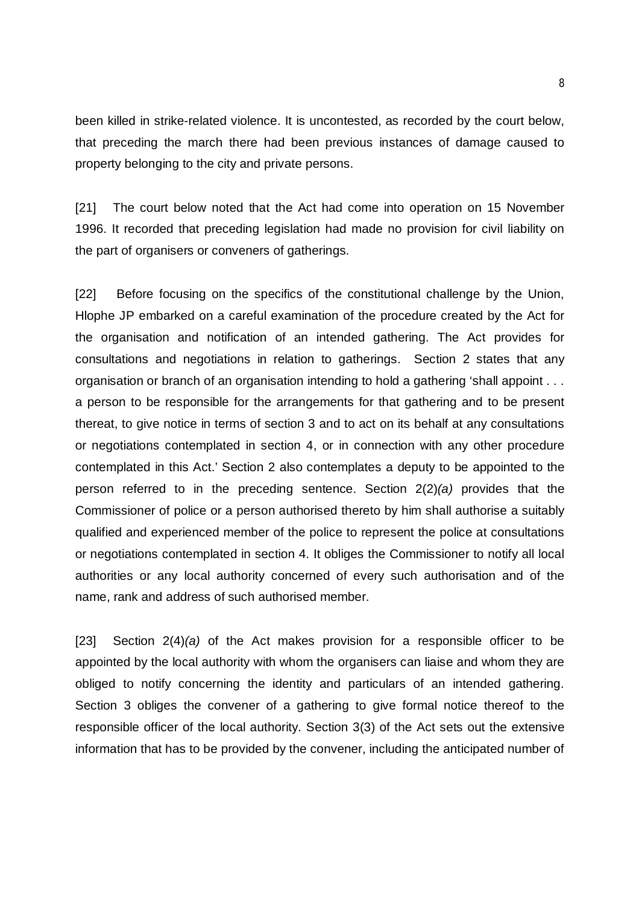been killed in strike-related violence. It is uncontested, as recorded by the court below, that preceding the march there had been previous instances of damage caused to property belonging to the city and private persons.

[21] The court below noted that the Act had come into operation on 15 November 1996. It recorded that preceding legislation had made no provision for civil liability on the part of organisers or conveners of gatherings.

[22] Before focusing on the specifics of the constitutional challenge by the Union, Hlophe JP embarked on a careful examination of the procedure created by the Act for the organisation and notification of an intended gathering. The Act provides for consultations and negotiations in relation to gatherings. Section 2 states that any organisation or branch of an organisation intending to hold a gathering 'shall appoint . . . a person to be responsible for the arrangements for that gathering and to be present thereat, to give notice in terms of section 3 and to act on its behalf at any consultations or negotiations contemplated in section 4, or in connection with any other procedure contemplated in this Act.' Section 2 also contemplates a deputy to be appointed to the person referred to in the preceding sentence. Section 2(2)*(a)* provides that the Commissioner of police or a person authorised thereto by him shall authorise a suitably qualified and experienced member of the police to represent the police at consultations or negotiations contemplated in section 4. It obliges the Commissioner to notify all local authorities or any local authority concerned of every such authorisation and of the name, rank and address of such authorised member.

[23] Section 2(4)*(a)* of the Act makes provision for a responsible officer to be appointed by the local authority with whom the organisers can liaise and whom they are obliged to notify concerning the identity and particulars of an intended gathering. Section 3 obliges the convener of a gathering to give formal notice thereof to the responsible officer of the local authority. Section 3(3) of the Act sets out the extensive information that has to be provided by the convener, including the anticipated number of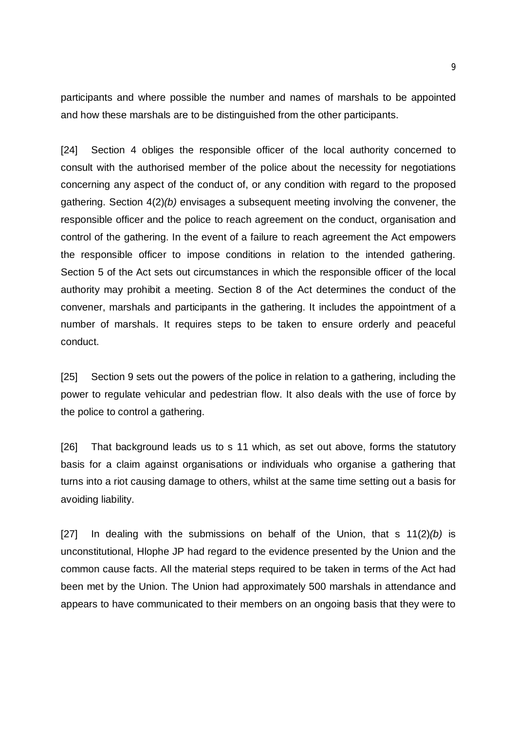participants and where possible the number and names of marshals to be appointed and how these marshals are to be distinguished from the other participants.

[24] Section 4 obliges the responsible officer of the local authority concerned to consult with the authorised member of the police about the necessity for negotiations concerning any aspect of the conduct of, or any condition with regard to the proposed gathering. Section 4(2)*(b)* envisages a subsequent meeting involving the convener, the responsible officer and the police to reach agreement on the conduct, organisation and control of the gathering. In the event of a failure to reach agreement the Act empowers the responsible officer to impose conditions in relation to the intended gathering. Section 5 of the Act sets out circumstances in which the responsible officer of the local authority may prohibit a meeting. Section 8 of the Act determines the conduct of the convener, marshals and participants in the gathering. It includes the appointment of a number of marshals. It requires steps to be taken to ensure orderly and peaceful conduct.

[25] Section 9 sets out the powers of the police in relation to a gathering, including the power to regulate vehicular and pedestrian flow. It also deals with the use of force by the police to control a gathering.

[26] That background leads us to s 11 which, as set out above, forms the statutory basis for a claim against organisations or individuals who organise a gathering that turns into a riot causing damage to others, whilst at the same time setting out a basis for avoiding liability.

[27] In dealing with the submissions on behalf of the Union, that s 11(2)*(b)* is unconstitutional, Hlophe JP had regard to the evidence presented by the Union and the common cause facts. All the material steps required to be taken in terms of the Act had been met by the Union. The Union had approximately 500 marshals in attendance and appears to have communicated to their members on an ongoing basis that they were to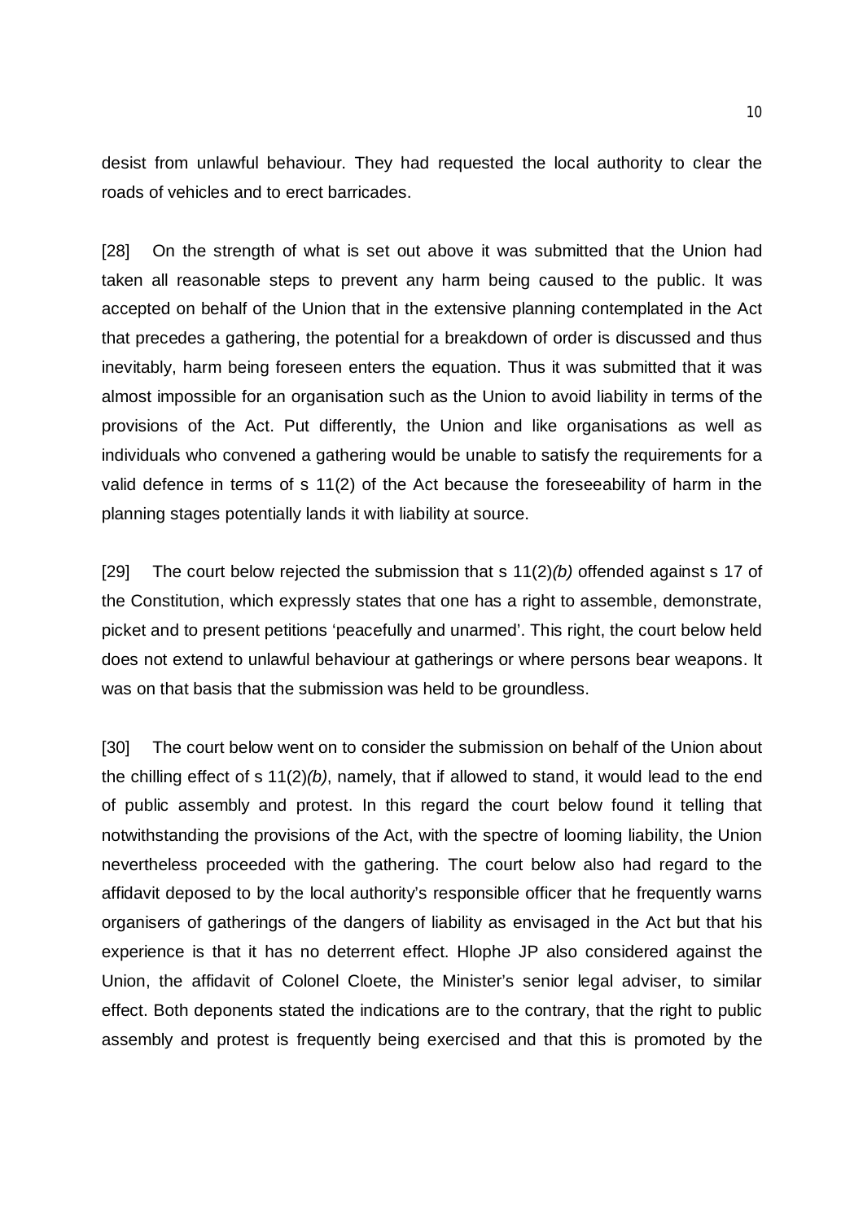desist from unlawful behaviour. They had requested the local authority to clear the roads of vehicles and to erect barricades.

[28] On the strength of what is set out above it was submitted that the Union had taken all reasonable steps to prevent any harm being caused to the public. It was accepted on behalf of the Union that in the extensive planning contemplated in the Act that precedes a gathering, the potential for a breakdown of order is discussed and thus inevitably, harm being foreseen enters the equation. Thus it was submitted that it was almost impossible for an organisation such as the Union to avoid liability in terms of the provisions of the Act. Put differently, the Union and like organisations as well as individuals who convened a gathering would be unable to satisfy the requirements for a valid defence in terms of s 11(2) of the Act because the foreseeability of harm in the planning stages potentially lands it with liability at source.

[29] The court below rejected the submission that s 11(2)*(b)* offended against s 17 of the Constitution, which expressly states that one has a right to assemble, demonstrate, picket and to present petitions 'peacefully and unarmed'. This right, the court below held does not extend to unlawful behaviour at gatherings or where persons bear weapons. It was on that basis that the submission was held to be groundless.

[30] The court below went on to consider the submission on behalf of the Union about the chilling effect of s 11(2)*(b)*, namely, that if allowed to stand, it would lead to the end of public assembly and protest. In this regard the court below found it telling that notwithstanding the provisions of the Act, with the spectre of looming liability, the Union nevertheless proceeded with the gathering. The court below also had regard to the affidavit deposed to by the local authority's responsible officer that he frequently warns organisers of gatherings of the dangers of liability as envisaged in the Act but that his experience is that it has no deterrent effect. Hlophe JP also considered against the Union, the affidavit of Colonel Cloete, the Minister's senior legal adviser, to similar effect. Both deponents stated the indications are to the contrary, that the right to public assembly and protest is frequently being exercised and that this is promoted by the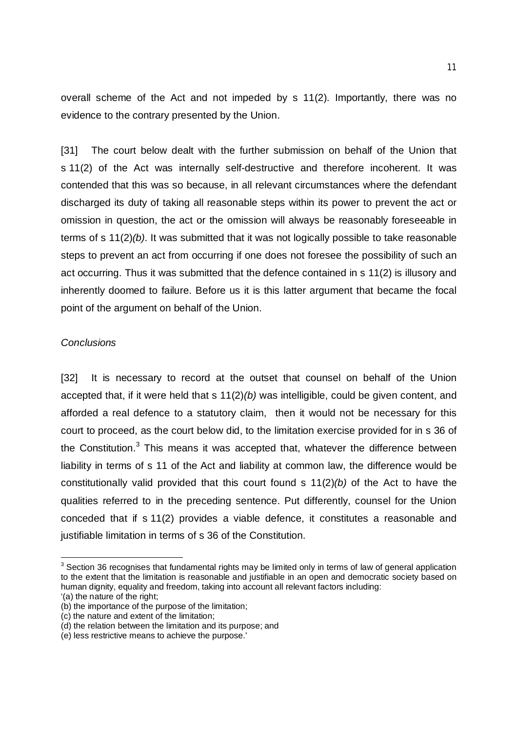overall scheme of the Act and not impeded by s 11(2). Importantly, there was no evidence to the contrary presented by the Union.

[31] The court below dealt with the further submission on behalf of the Union that s 11(2) of the Act was internally self-destructive and therefore incoherent. It was contended that this was so because, in all relevant circumstances where the defendant discharged its duty of taking all reasonable steps within its power to prevent the act or omission in question, the act or the omission will always be reasonably foreseeable in terms of s 11(2)*(b)*. It was submitted that it was not logically possible to take reasonable steps to prevent an act from occurring if one does not foresee the possibility of such an act occurring. Thus it was submitted that the defence contained in s 11(2) is illusory and inherently doomed to failure. Before us it is this latter argument that became the focal point of the argument on behalf of the Union.

*Conclusions*

[32] It is necessary to record at the outset that counsel on behalf of the Union accepted that, if it were held that s 11(2)*(b)* was intelligible, could be given content, and afforded a real defence to a statutory claim, then it would not be necessary for this court to proceed, as the court below did, to the limitation exercise provided for in s 36 of the Constitution.[3] This means it was accepted that, whatever the difference between liability in terms of s 11 of the Act and liability at common law, the difference would be constitutionally valid provided that this court found s 11(2)*(b)* of the Act to have the qualities referred to in the preceding sentence. Put differently, counsel for the Union conceded that if s 11(2) provides a viable defence, it constitutes a reasonable and justifiable limitation in terms of s 36 of the Constitution.

---

[3] Section 36 recognises that fundamental rights may be limited only in terms of law of general application to the extent that the limitation is reasonable and justifiable in an open and democratic society based on human dignity, equality and freedom, taking into account all relevant factors including:
'(a) the nature of the right;
(b) the importance of the purpose of the limitation;
(c) the nature and extent of the limitation;
(d) the relation between the limitation and its purpose; and
(e) less restrictive means to achieve the purpose.'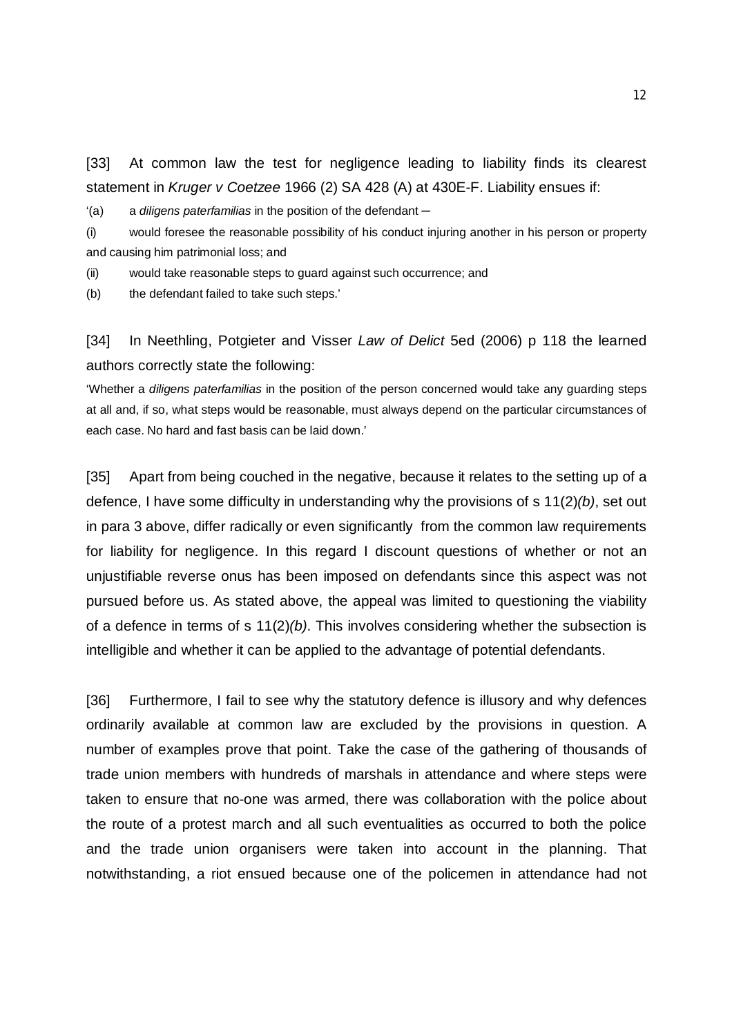[33] At common law the test for negligence leading to liability finds its clearest statement in *Kruger v Coetzee* 1966 (2) SA 428 (A) at 430E-F. Liability ensues if:

'(a) a *diligens paterfamilias* in the position of the defendant –

(i) would foresee the reasonable possibility of his conduct injuring another in his person or property and causing him patrimonial loss; and

(ii) would take reasonable steps to guard against such occurrence; and

(b) the defendant failed to take such steps.'

[34] In Neethling, Potgieter and Visser *Law of Delict* 5ed (2006) p 118 the learned authors correctly state the following:

'Whether a *diligens paterfamilias* in the position of the person concerned would take any guarding steps at all and, if so, what steps would be reasonable, must always depend on the particular circumstances of each case. No hard and fast basis can be laid down.'

[35] Apart from being couched in the negative, because it relates to the setting up of a defence, I have some difficulty in understanding why the provisions of s 11(2)*(b)*, set out in para 3 above, differ radically or even significantly from the common law requirements for liability for negligence. In this regard I discount questions of whether or not an unjustifiable reverse onus has been imposed on defendants since this aspect was not pursued before us. As stated above, the appeal was limited to questioning the viability of a defence in terms of s 11(2)*(b)*. This involves considering whether the subsection is intelligible and whether it can be applied to the advantage of potential defendants.

[36] Furthermore, I fail to see why the statutory defence is illusory and why defences ordinarily available at common law are excluded by the provisions in question. A number of examples prove that point. Take the case of the gathering of thousands of trade union members with hundreds of marshals in attendance and where steps were taken to ensure that no-one was armed, there was collaboration with the police about the route of a protest march and all such eventualities as occurred to both the police and the trade union organisers were taken into account in the planning. That notwithstanding, a riot ensued because one of the policemen in attendance had not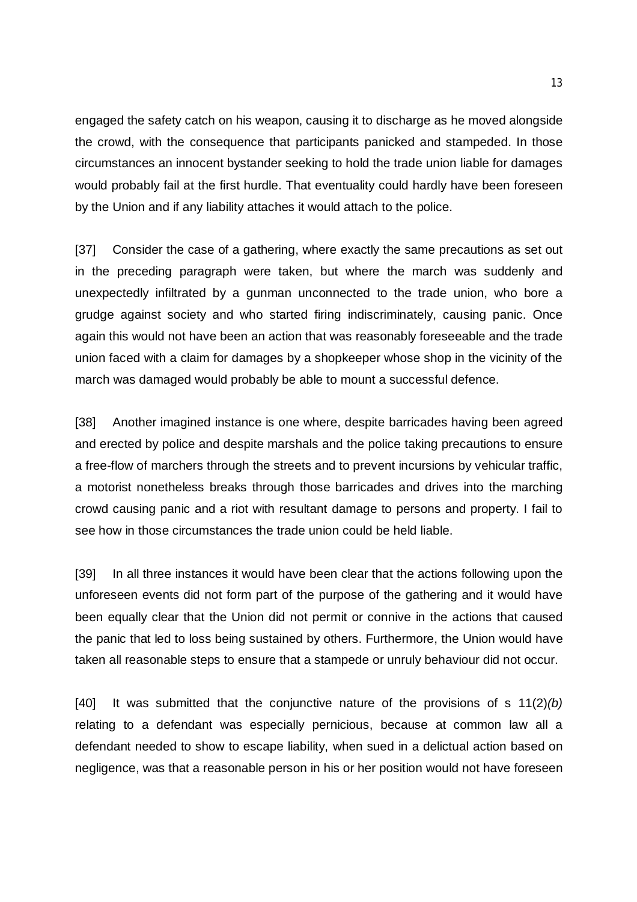engaged the safety catch on his weapon, causing it to discharge as he moved alongside the crowd, with the consequence that participants panicked and stampeded. In those circumstances an innocent bystander seeking to hold the trade union liable for damages would probably fail at the first hurdle. That eventuality could hardly have been foreseen by the Union and if any liability attaches it would attach to the police.

[37] Consider the case of a gathering, where exactly the same precautions as set out in the preceding paragraph were taken, but where the march was suddenly and unexpectedly infiltrated by a gunman unconnected to the trade union, who bore a grudge against society and who started firing indiscriminately, causing panic. Once again this would not have been an action that was reasonably foreseeable and the trade union faced with a claim for damages by a shopkeeper whose shop in the vicinity of the march was damaged would probably be able to mount a successful defence.

[38] Another imagined instance is one where, despite barricades having been agreed and erected by police and despite marshals and the police taking precautions to ensure a free-flow of marchers through the streets and to prevent incursions by vehicular traffic, a motorist nonetheless breaks through those barricades and drives into the marching crowd causing panic and a riot with resultant damage to persons and property. I fail to see how in those circumstances the trade union could be held liable.

[39] In all three instances it would have been clear that the actions following upon the unforeseen events did not form part of the purpose of the gathering and it would have been equally clear that the Union did not permit or connive in the actions that caused the panic that led to loss being sustained by others. Furthermore, the Union would have taken all reasonable steps to ensure that a stampede or unruly behaviour did not occur.

[40] It was submitted that the conjunctive nature of the provisions of s 11(2)*(b)* relating to a defendant was especially pernicious, because at common law all a defendant needed to show to escape liability, when sued in a delictual action based on negligence, was that a reasonable person in his or her position would not have foreseen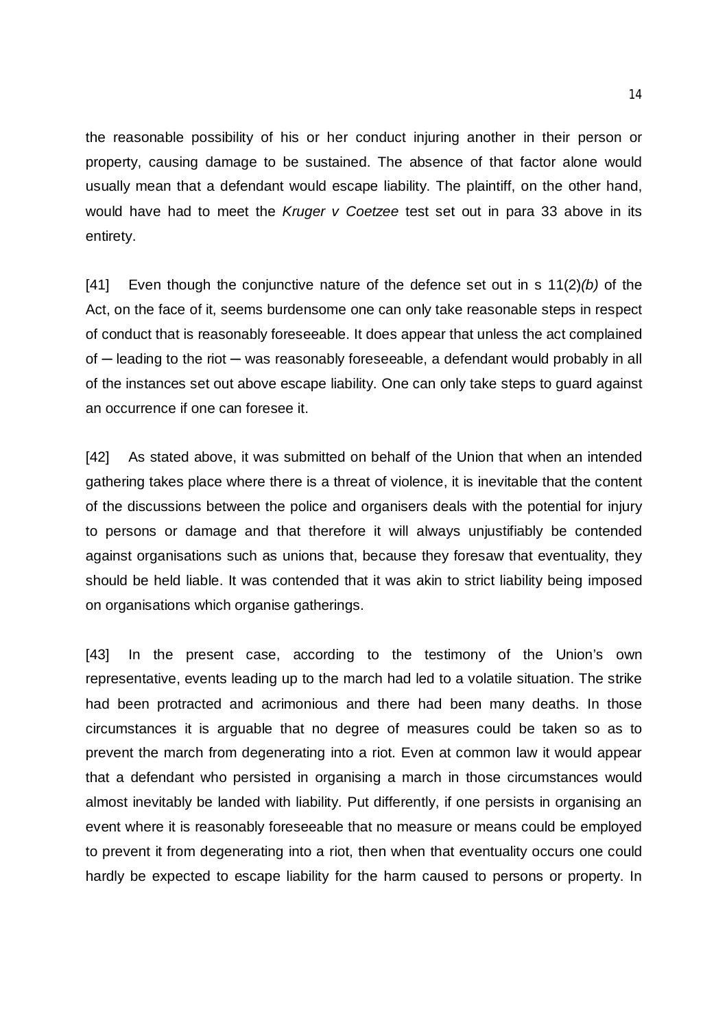the reasonable possibility of his or her conduct injuring another in their person or property, causing damage to be sustained. The absence of that factor alone would usually mean that a defendant would escape liability. The plaintiff, on the other hand, would have had to meet the *Kruger v Coetzee* test set out in para 33 above in its entirety.

[41] Even though the conjunctive nature of the defence set out in s 11(2)*(b)* of the Act, on the face of it, seems burdensome one can only take reasonable steps in respect of conduct that is reasonably foreseeable. It does appear that unless the act complained of ─ leading to the riot ─ was reasonably foreseeable, a defendant would probably in all of the instances set out above escape liability. One can only take steps to guard against an occurrence if one can foresee it.

[42] As stated above, it was submitted on behalf of the Union that when an intended gathering takes place where there is a threat of violence, it is inevitable that the content of the discussions between the police and organisers deals with the potential for injury to persons or damage and that therefore it will always unjustifiably be contended against organisations such as unions that, because they foresaw that eventuality, they should be held liable. It was contended that it was akin to strict liability being imposed on organisations which organise gatherings.

[43] In the present case, according to the testimony of the Union's own representative, events leading up to the march had led to a volatile situation. The strike had been protracted and acrimonious and there had been many deaths. In those circumstances it is arguable that no degree of measures could be taken so as to prevent the march from degenerating into a riot. Even at common law it would appear that a defendant who persisted in organising a march in those circumstances would almost inevitably be landed with liability. Put differently, if one persists in organising an event where it is reasonably foreseeable that no measure or means could be employed to prevent it from degenerating into a riot, then when that eventuality occurs one could hardly be expected to escape liability for the harm caused to persons or property. In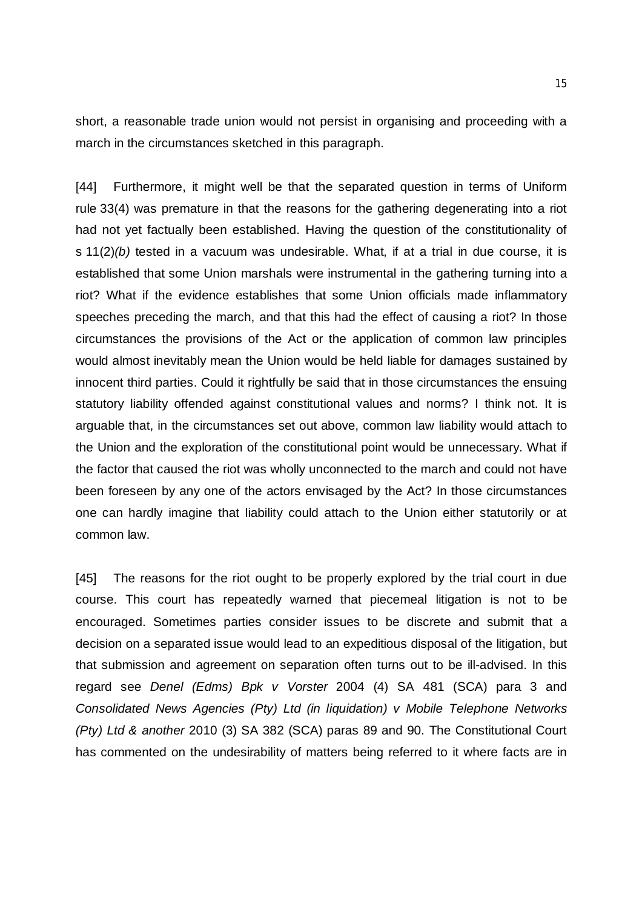short, a reasonable trade union would not persist in organising and proceeding with a march in the circumstances sketched in this paragraph.

[44] Furthermore, it might well be that the separated question in terms of Uniform rule 33(4) was premature in that the reasons for the gathering degenerating into a riot had not yet factually been established. Having the question of the constitutionality of s 11(2)*(b)* tested in a vacuum was undesirable. What, if at a trial in due course, it is established that some Union marshals were instrumental in the gathering turning into a riot? What if the evidence establishes that some Union officials made inflammatory speeches preceding the march, and that this had the effect of causing a riot? In those circumstances the provisions of the Act or the application of common law principles would almost inevitably mean the Union would be held liable for damages sustained by innocent third parties. Could it rightfully be said that in those circumstances the ensuing statutory liability offended against constitutional values and norms? I think not. It is arguable that, in the circumstances set out above, common law liability would attach to the Union and the exploration of the constitutional point would be unnecessary. What if the factor that caused the riot was wholly unconnected to the march and could not have been foreseen by any one of the actors envisaged by the Act? In those circumstances one can hardly imagine that liability could attach to the Union either statutorily or at common law.

[45] The reasons for the riot ought to be properly explored by the trial court in due course. This court has repeatedly warned that piecemeal litigation is not to be encouraged. Sometimes parties consider issues to be discrete and submit that a decision on a separated issue would lead to an expeditious disposal of the litigation, but that submission and agreement on separation often turns out to be ill-advised. In this regard see *Denel (Edms) Bpk v Vorster* 2004 (4) SA 481 (SCA) para 3 and *Consolidated News Agencies (Pty) Ltd (in liquidation) v Mobile Telephone Networks (Pty) Ltd & another* 2010 (3) SA 382 (SCA) paras 89 and 90. The Constitutional Court has commented on the undesirability of matters being referred to it where facts are in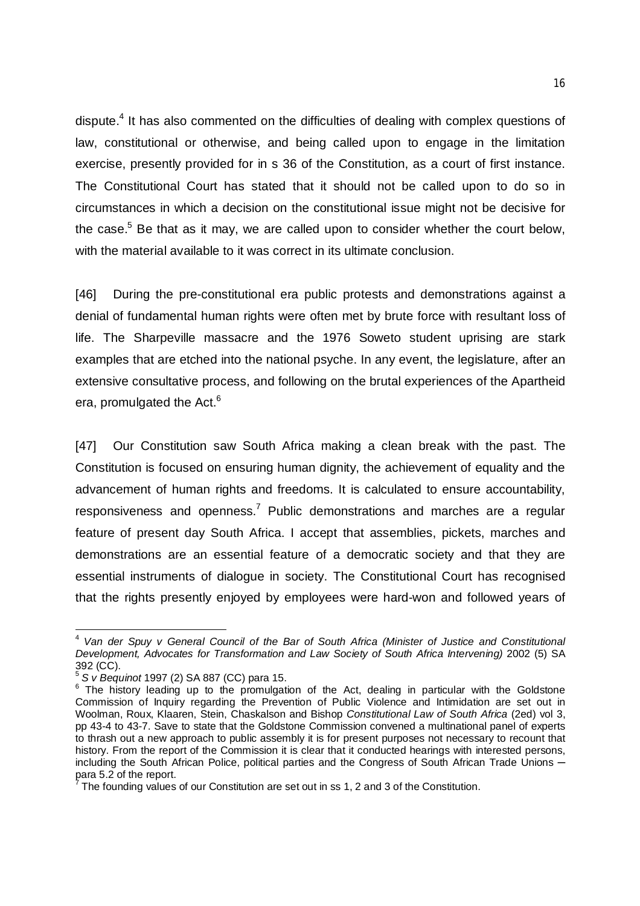dispute.[4] It has also commented on the difficulties of dealing with complex questions of law, constitutional or otherwise, and being called upon to engage in the limitation exercise, presently provided for in s 36 of the Constitution, as a court of first instance. The Constitutional Court has stated that it should not be called upon to do so in circumstances in which a decision on the constitutional issue might not be decisive for the case.[5] Be that as it may, we are called upon to consider whether the court below, with the material available to it was correct in its ultimate conclusion.

[46] During the pre-constitutional era public protests and demonstrations against a denial of fundamental human rights were often met by brute force with resultant loss of life. The Sharpeville massacre and the 1976 Soweto student uprising are stark examples that are etched into the national psyche. In any event, the legislature, after an extensive consultative process, and following on the brutal experiences of the Apartheid era, promulgated the Act.[6]

[47] Our Constitution saw South Africa making a clean break with the past. The Constitution is focused on ensuring human dignity, the achievement of equality and the advancement of human rights and freedoms. It is calculated to ensure accountability, responsiveness and openness.[7] Public demonstrations and marches are a regular feature of present day South Africa. I accept that assemblies, pickets, marches and demonstrations are an essential feature of a democratic society and that they are essential instruments of dialogue in society. The Constitutional Court has recognised that the rights presently enjoyed by employees were hard-won and followed years of

---

[4] *Van der Spuy v General Council of the Bar of South Africa (Minister of Justice and Constitutional Development, Advocates for Transformation and Law Society of South Africa Intervening)* 2002 (5) SA 392 (CC).

[5] *S v Bequinot* 1997 (2) SA 887 (CC) para 15.

[6] The history leading up to the promulgation of the Act, dealing in particular with the Goldstone Commission of Inquiry regarding the Prevention of Public Violence and Intimidation are set out in Woolman, Roux, Klaaren, Stein, Chaskalson and Bishop *Constitutional Law of South Africa* (2ed) vol 3, pp 43-4 to 43-7. Save to state that the Goldstone Commission convened a multinational panel of experts to thrash out a new approach to public assembly it is for present purposes not necessary to recount that history. From the report of the Commission it is clear that it conducted hearings with interested persons, including the South African Police, political parties and the Congress of South African Trade Unions – para 5.2 of the report.

[7] The founding values of our Constitution are set out in ss 1, 2 and 3 of the Constitution.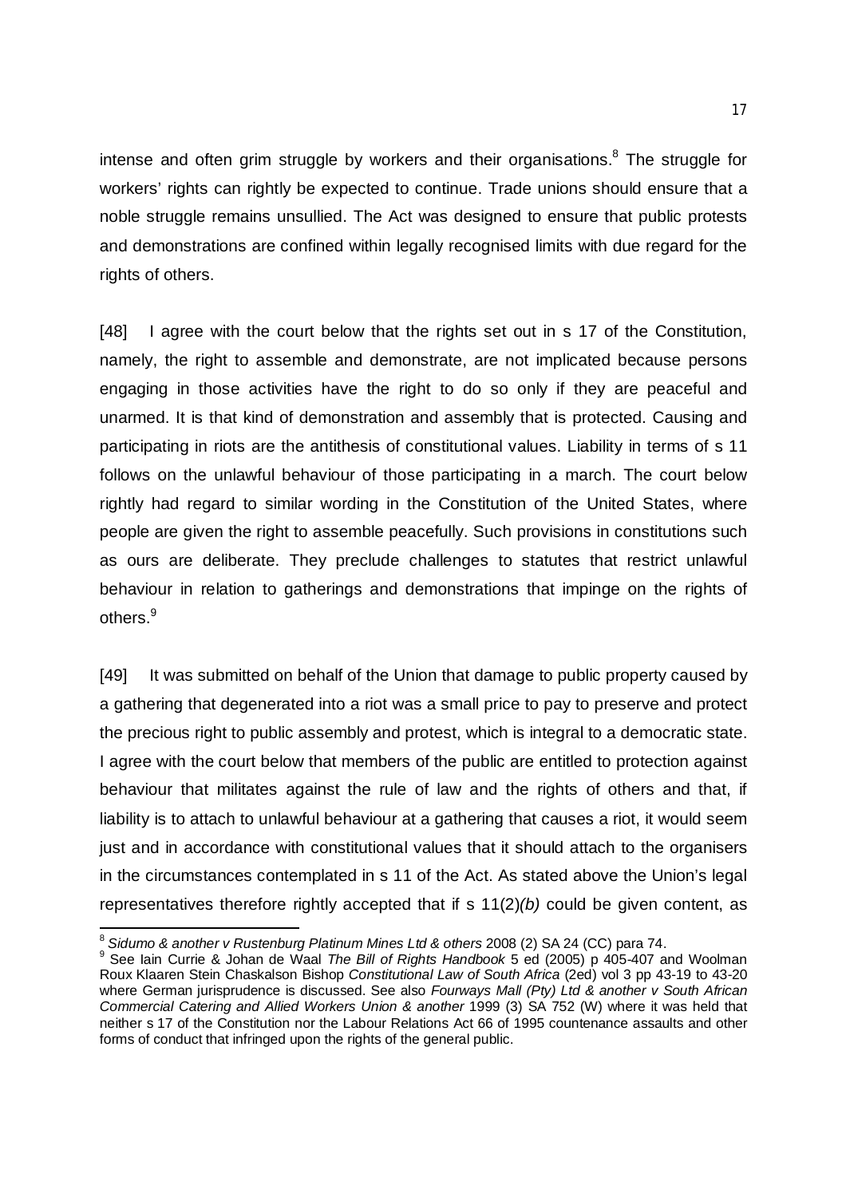intense and often grim struggle by workers and their organisations.[8] The struggle for workers' rights can rightly be expected to continue. Trade unions should ensure that a noble struggle remains unsullied. The Act was designed to ensure that public protests and demonstrations are confined within legally recognised limits with due regard for the rights of others.

[48] I agree with the court below that the rights set out in s 17 of the Constitution, namely, the right to assemble and demonstrate, are not implicated because persons engaging in those activities have the right to do so only if they are peaceful and unarmed. It is that kind of demonstration and assembly that is protected. Causing and participating in riots are the antithesis of constitutional values. Liability in terms of s 11 follows on the unlawful behaviour of those participating in a march. The court below rightly had regard to similar wording in the Constitution of the United States, where people are given the right to assemble peacefully. Such provisions in constitutions such as ours are deliberate. They preclude challenges to statutes that restrict unlawful behaviour in relation to gatherings and demonstrations that impinge on the rights of others.[9]

[49] It was submitted on behalf of the Union that damage to public property caused by a gathering that degenerated into a riot was a small price to pay to preserve and protect the precious right to public assembly and protest, which is integral to a democratic state. I agree with the court below that members of the public are entitled to protection against behaviour that militates against the rule of law and the rights of others and that, if liability is to attach to unlawful behaviour at a gathering that causes a riot, it would seem just and in accordance with constitutional values that it should attach to the organisers in the circumstances contemplated in s 11 of the Act. As stated above the Union's legal representatives therefore rightly accepted that if s 11(2)*(b)* could be given content, as

---

[8] *Sidumo & another v Rustenburg Platinum Mines Ltd & others* 2008 (2) SA 24 (CC) para 74.

[9] See Iain Currie & Johan de Waal *The Bill of Rights Handbook* 5 ed (2005) p 405-407 and Woolman Roux Klaaren Stein Chaskalson Bishop *Constitutional Law of South Africa* (2ed) vol 3 pp 43-19 to 43-20 where German jurisprudence is discussed. See also *Fourways Mall (Pty) Ltd & another v South African Commercial Catering and Allied Workers Union & another* 1999 (3) SA 752 (W) where it was held that neither s 17 of the Constitution nor the Labour Relations Act 66 of 1995 countenance assaults and other forms of conduct that infringed upon the rights of the general public.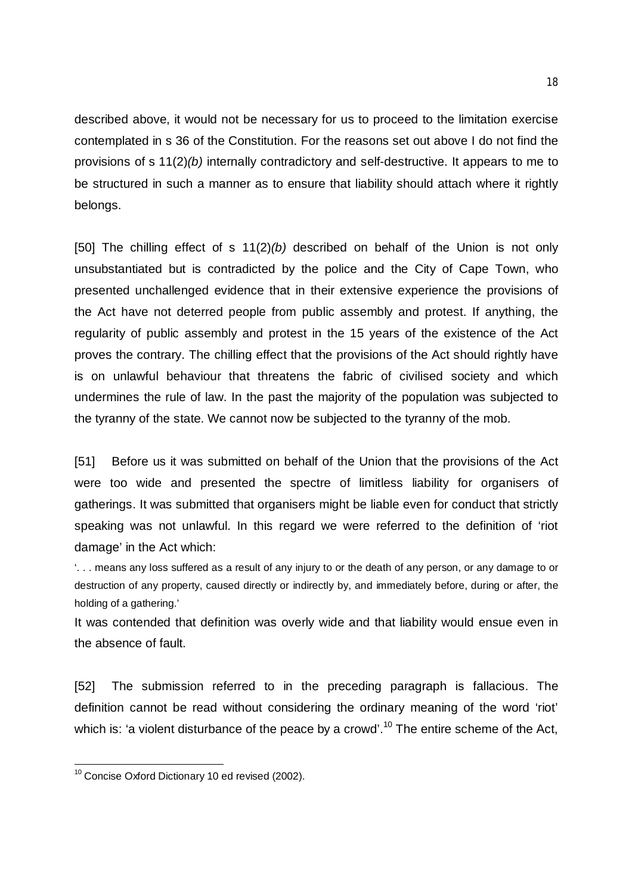described above, it would not be necessary for us to proceed to the limitation exercise contemplated in s 36 of the Constitution. For the reasons set out above I do not find the provisions of s 11(2)*(b)* internally contradictory and self-destructive. It appears to me to be structured in such a manner as to ensure that liability should attach where it rightly belongs.

[50] The chilling effect of s 11(2)*(b)* described on behalf of the Union is not only unsubstantiated but is contradicted by the police and the City of Cape Town, who presented unchallenged evidence that in their extensive experience the provisions of the Act have not deterred people from public assembly and protest. If anything, the regularity of public assembly and protest in the 15 years of the existence of the Act proves the contrary. The chilling effect that the provisions of the Act should rightly have is on unlawful behaviour that threatens the fabric of civilised society and which undermines the rule of law. In the past the majority of the population was subjected to the tyranny of the state. We cannot now be subjected to the tyranny of the mob.

[51] Before us it was submitted on behalf of the Union that the provisions of the Act were too wide and presented the spectre of limitless liability for organisers of gatherings. It was submitted that organisers might be liable even for conduct that strictly speaking was not unlawful. In this regard we were referred to the definition of 'riot damage' in the Act which:

> '. . . means any loss suffered as a result of any injury to or the death of any person, or any damage to or destruction of any property, caused directly or indirectly by, and immediately before, during or after, the holding of a gathering.'

It was contended that definition was overly wide and that liability would ensue even in the absence of fault.

[52] The submission referred to in the preceding paragraph is fallacious. The definition cannot be read without considering the ordinary meaning of the word 'riot' which is: 'a violent disturbance of the peace by a crowd'.[10] The entire scheme of the Act,

---

[10] Concise Oxford Dictionary 10 ed revised (2002).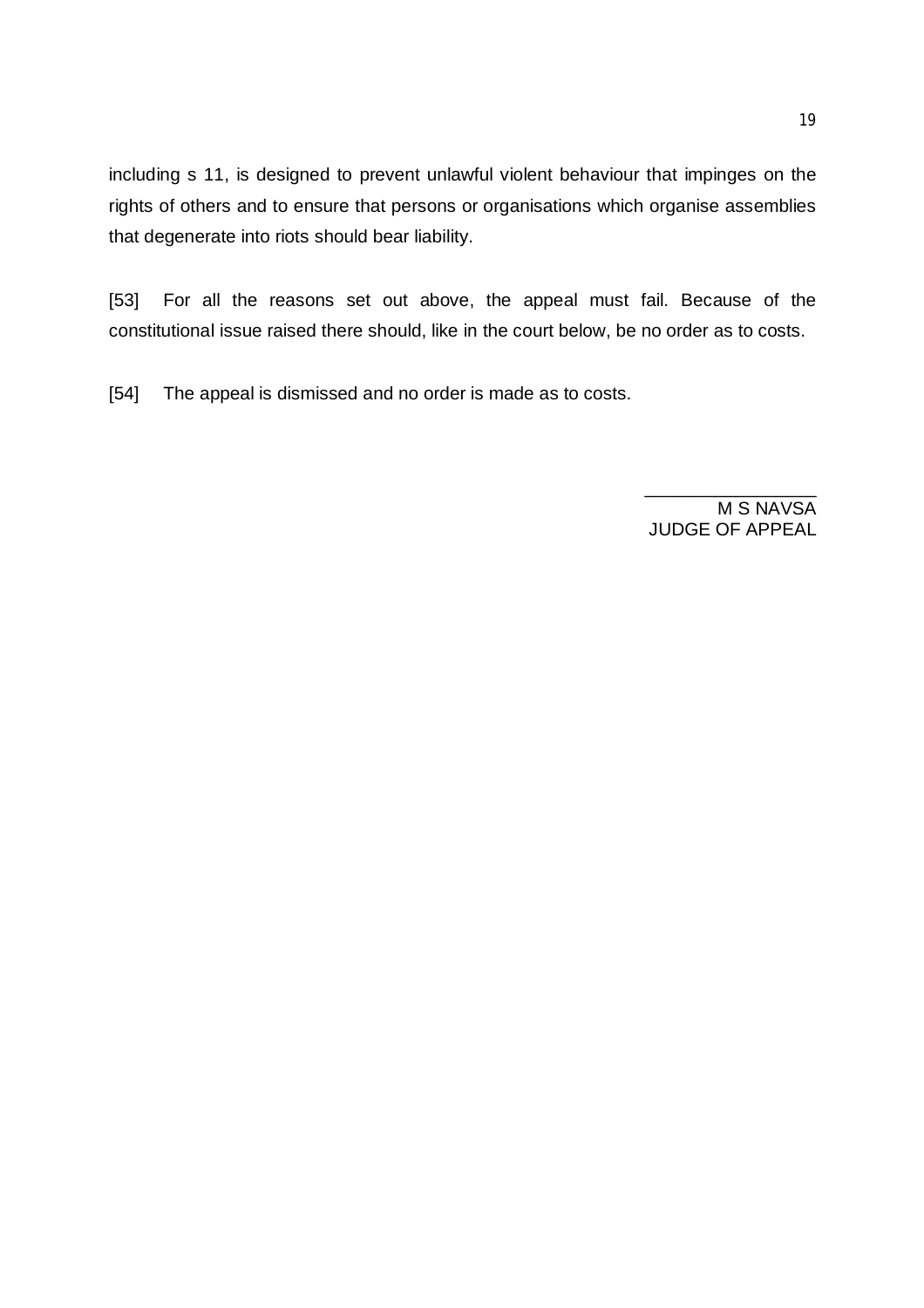including s 11, is designed to prevent unlawful violent behaviour that impinges on the rights of others and to ensure that persons or organisations which organise assemblies that degenerate into riots should bear liability.

[53] For all the reasons set out above, the appeal must fail. Because of the constitutional issue raised there should, like in the court below, be no order as to costs.

[54] The appeal is dismissed and no order is made as to costs.

_________________
M S NAVSA
JUDGE OF APPEAL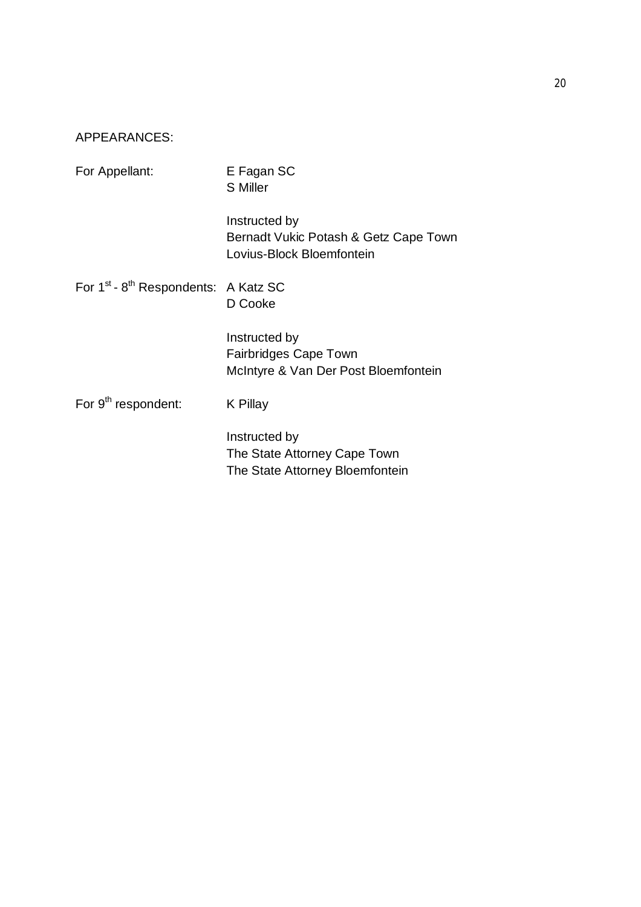APPEARANCES:

For Appellant: E Fagan SC
S Miller

Instructed by
Bernadt Vukic Potash & Getz Cape Town
Lovius-Block Bloemfontein

For 1st - 8th Respondents: A Katz SC
D Cooke

Instructed by
Fairbridges Cape Town
McIntyre & Van Der Post Bloemfontein

For 9th respondent: K Pillay

Instructed by
The State Attorney Cape Town
The State Attorney Bloemfontein